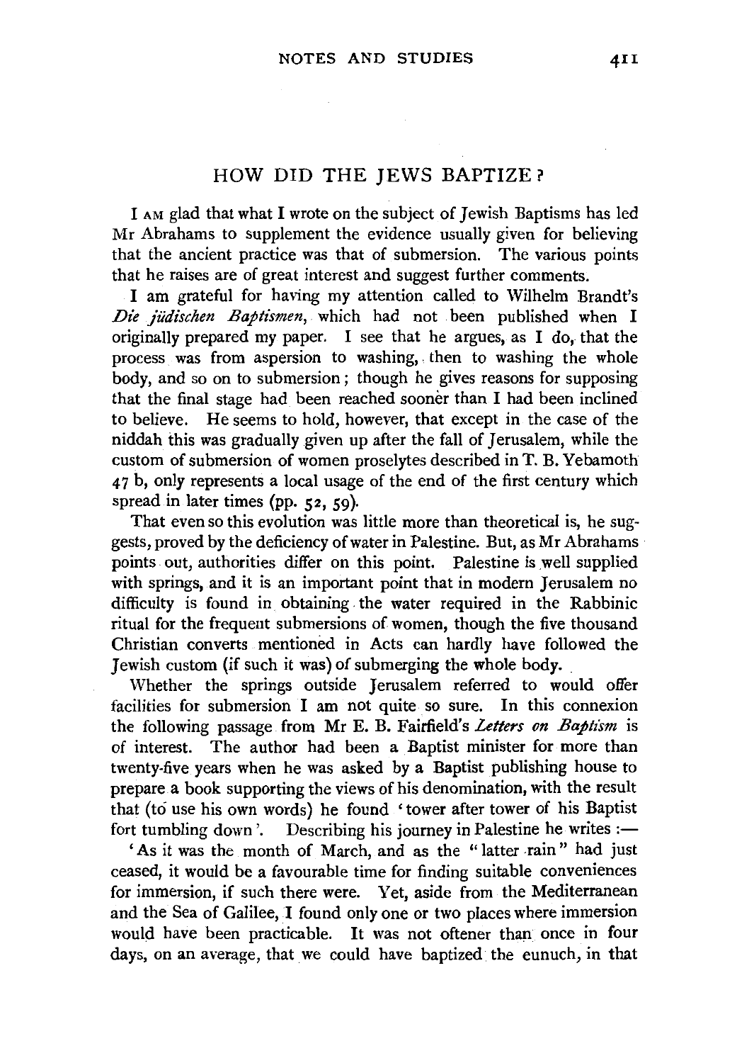## HOW DID THE JEWS BAPTIZE?

I AM glad that what I wrote on the subject of Jewish Baptisms has led Mr Abrahams to supplement the evidence usually given for believing that the ancient practice was that of submersion. The various points that he raises are of great interest and suggest further comments.

I am grateful for having my attention called to Wilhelm Brandt's *Die jüdischen Baptismen*, which had not been published when I originally prepared my paper. I see that he argues, as I do, that the process was from aspersion to washing, then to washing the whole body, and so on to submersion; though he gives reasons for supposing that the final stage had been reached sooner than I had been inclined to believe. He seems to hold, however, that except in the case of the niddah this was gradually given up after the fall of Jerusalem, while the custom of submersion of women proselytes described in T. B. Yebamoth 47 b, only represents a local usage of the end of the first century which spread in later times (pp. 52, 59).

That even so this evolution was little more than theoretical is, he suggests, proved by the deficiency of water in Palestine. But, as Mr Abrahams points out, authorities differ on this point. Palestine is well supplied with springs, and it is an important point that in modern Jerusalem no difficulty is found in obtaining the water required in the Rabbinic ritual for the frequent submersions of women, though the five thousand Christian converts mentioned in Acts can hardly have followed the Jewish custom (if such it was) of submerging the whole body.

Whether the springs outside Jerusalem referred to would offer facilities for submersion I am not quite so sure. In this connexion the following passage from Mr E. B. Fairfield's *Letters on Baptism* is of interest. The author had been a Baptist minister for more than twenty-five years when he was asked by a Baptist publishing house to prepare a book supporting the views of his denomination, with the result that (to use his own words) he found 'tower after tower of his Baptist fort tumbling down'. Describing his journey in Palestine he writes :—

'As it was the month of March, and as the "latter rain" had just ceased, it would be a favourable time for finding suitable conveniences for immersion, if such there were. Yet, aside from the Mediterranean and the Sea of Galilee, I found only one or two places where immersion would have been practicable. It was not oftener than once in four days, on an average, that we could have baptized the eunuch, in that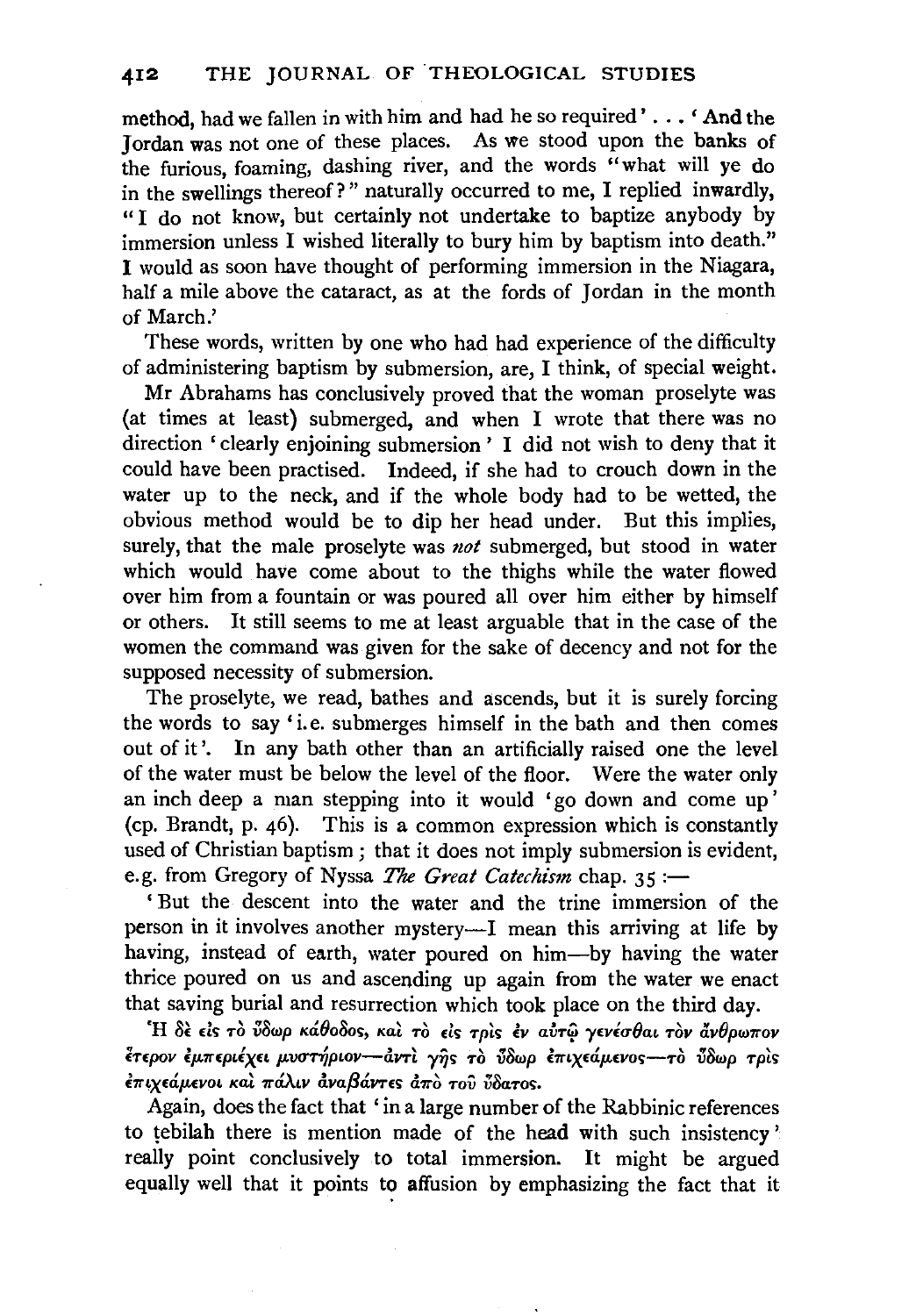method, had we fallen in with him and had he so required' . . . 'And the Jordan was not one of these places. As we stood upon the banks of the furious, foaming, dashing river, and the words "what will ye do in the swellings thereof?" naturally occurred to me, I replied inwardly, "I do not know, but certainly not undertake to baptize anybody by immersion unless I wished literally to bury him by baptism into death." I would as soon have thought of performing immersion in the Niagara, half a mile above the cataract, as at the fords of Jordan in the month of March.'

These words, written by one who had had experience of the difficulty of administering baptism by submersion, are, I think, of special weight.

Mr Abrahams has conclusively proved that the woman proselyte was (at times at least) submerged, and when I wrote that there was no direction 'clearly enjoining submersion' I did not wish to deny that it could have been practised. Indeed, if she had to crouch down in the water up to the neck, and if the whole body had to be wetted, the obvious method would be to dip her head under. But this implies, surely, that the male proselyte was *not* submerged, but stood in water which would have come about to the thighs while the water flowed over him from a fountain or was poured all over him either by himself or others. It still seems to me at least arguable that in the case of the women the command was given for the sake of decency and not for the supposed necessity of submersion.

The proselyte, we read, bathes and ascends, but it is surely forcing the words to say 'i.e. submerges himself in the bath and then comes out of it'. In any bath other than an artificially raised one the level of the water must be below the level of the floor. Were the water only an inch deep a man stepping into it would 'go down and come up' (cp. Brandt, p. 46). This is a common expression which is constantly used of Christian baptism; that it does not imply submersion is evident, e.g. from Gregory of Nyssa *The Great Catechism* chap. 35:—

'But the descent into the water and the trine immersion of the person in it involves another mystery—I mean this arriving at life by having, instead of earth, water poured on him—by having the water thrice poured on us and ascending up again from the water we enact that saving burial and resurrection which took place on the third day.

Ἡ δὲ εἰς τὸ ὕδωρ κάθοδος, καὶ τὸ εἰς τρὶς ἐν αὐτῷ γενέσθαι τὸν ἄνθρωπον ἕτερον ἐμπεριέχει μυστήριον—ἀντὶ γῆς τὸ ὕδωρ ἐπιχεάμενος—τὸ ὕδωρ τρὶς ἐπιχεάμενοι καὶ πάλιν ἀναβάντες ἀπὸ τοῦ ὕδατος.

Again, does the fact that 'in a large number of the Rabbinic references to ṭebilah there is mention made of the head with such insistency' really point conclusively to total immersion. It might be argued equally well that it points to affusion by emphasizing the fact that it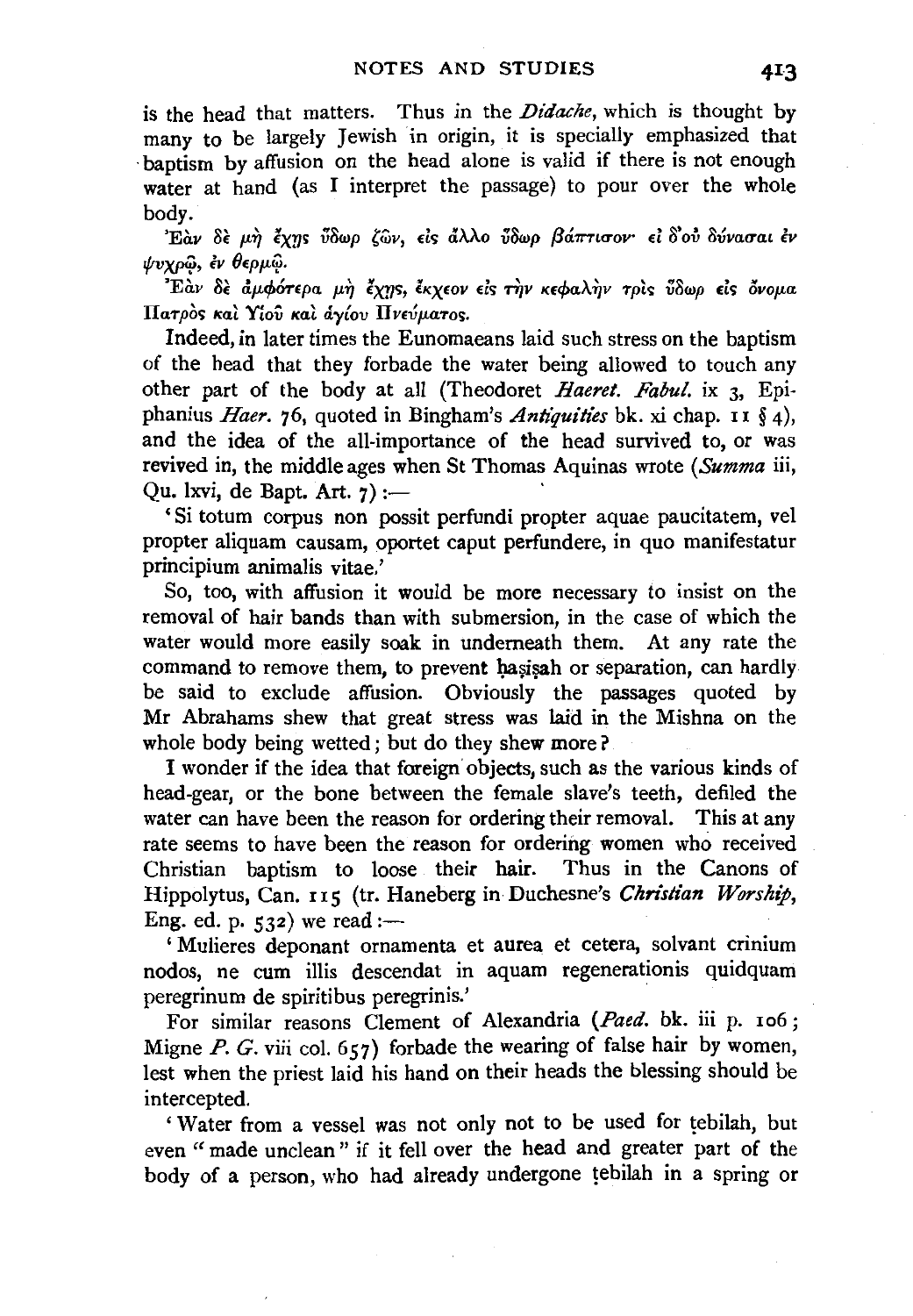is the head that matters. Thus in the *Didache*, which is thought by many to be largely Jewish in origin, it is specially emphasized that baptism by affusion on the head alone is valid if there is not enough water at hand (as I interpret the passage) to pour over the whole body.

Ἐὰν δὲ μὴ ἔχῃς ὕδωρ ζῶν, εἰς ἄλλο ὕδωρ βάπτισον· εἰ δ᾽οὐ δύνασαι ἐν ψυχρῷ, ἐν θερμῷ.

Ἐὰν δὲ ἀμφότερα μὴ ἔχῃς, ἔκχεον εἰς τὴν κεφαλὴν τρὶς ὕδωρ εἰς ὄνομα Πατρὸς καὶ Υἱοῦ καὶ ἁγίου Πνεύματος.

Indeed, in later times the Eunomaeans laid such stress on the baptism of the head that they forbade the water being allowed to touch any other part of the body at all (Theodoret *Haeret. Fabul.* ix 3, Epiphanius *Haer.* 76, quoted in Bingham's *Antiquities* bk. xi chap. 11 § 4), and the idea of the all-importance of the head survived to, or was revived in, the middle ages when St Thomas Aquinas wrote (*Summa* iii, Qu. lxvi, de Bapt. Art. 7):—

'Si totum corpus non possit perfundi propter aquae paucitatem, vel propter aliquam causam, oportet caput perfundere, in quo manifestatur principium animalis vitae.'

So, too, with affusion it would be more necessary to insist on the removal of hair bands than with submersion, in the case of which the water would more easily soak in underneath them. At any rate the command to remove them, to prevent ḥaṣiṣah or separation, can hardly be said to exclude affusion. Obviously the passages quoted by Mr Abrahams shew that great stress was laid in the Mishna on the whole body being wetted; but do they shew more?

I wonder if the idea that foreign objects, such as the various kinds of head-gear, or the bone between the female slave's teeth, defiled the water can have been the reason for ordering their removal. This at any rate seems to have been the reason for ordering women who received Christian baptism to loose their hair. Thus in the Canons of Hippolytus, Can. 115 (tr. Haneberg in Duchesne's *Christian Worship*, Eng. ed. p. 532) we read:—

'Mulieres deponant ornamenta et aurea et cetera, solvant crinium nodos, ne cum illis descendat in aquam regenerationis quidquam peregrinum de spiritibus peregrinis.'

For similar reasons Clement of Alexandria (*Paed.* bk. iii p. 106; Migne *P. G.* viii col. 657) forbade the wearing of false hair by women, lest when the priest laid his hand on their heads the blessing should be intercepted.

'Water from a vessel was not only not to be used for ṭebilah, but even "made unclean" if it fell over the head and greater part of the body of a person, who had already undergone ṭebilah in a spring or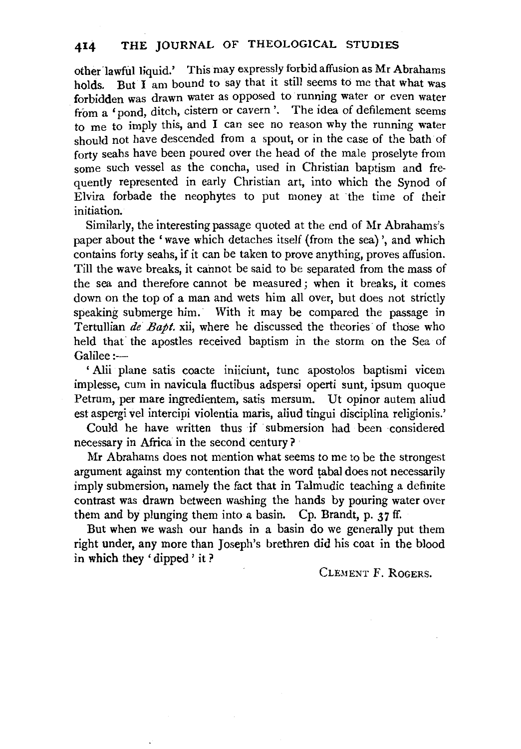other lawful liquid.' This may expressly forbid affusion as Mr Abrahams holds. But I am bound to say that it still seems to me that what was forbidden was drawn water as opposed to running water or even water from a 'pond, ditch, cistern or cavern'. The idea of defilement seems to me to imply this, and I can see no reason why the running water should not have descended from a spout, or in the case of the bath of forty seahs have been poured over the head of the male proselyte from some such vessel as the concha, used in Christian baptism and frequently represented in early Christian art, into which the Synod of Elvira forbade the neophytes to put money at the time of their initiation.

Similarly, the interesting passage quoted at the end of Mr Abrahams's paper about the 'wave which detaches itself (from the sea)', and which contains forty seahs, if it can be taken to prove anything, proves affusion. Till the wave breaks, it cannot be said to be separated from the mass of the sea and therefore cannot be measured; when it breaks, it comes down on the top of a man and wets him all over, but does not strictly speaking submerge him. With it may be compared the passage in Tertullian *de Bapt.* xii, where he discussed the theories of those who held that the apostles received baptism in the storm on the Sea of Galilee:—

'Alii plane satis coacte iniiciunt, tunc apostolos baptismi vicem implesse, cum in navicula fluctibus adspersi operti sunt, ipsum quoque Petrum, per mare ingredientem, satis mersum. Ut opinor autem aliud est aspergi vel intercipi violentia maris, aliud tingui disciplina religionis.'

Could he have written thus if submersion had been considered necessary in Africa in the second century?

Mr Abrahams does not mention what seems to me to be the strongest argument against my contention that the word ṭabal does not necessarily imply submersion, namely the fact that in Talmudic teaching a definite contrast was drawn between washing the hands by pouring water over them and by plunging them into a basin. Cp. Brandt, p. 37 ff.

But when we wash our hands in a basin do we generally put them right under, any more than Joseph's brethren did his coat in the blood in which they 'dipped' it?

CLEMENT F. ROGERS.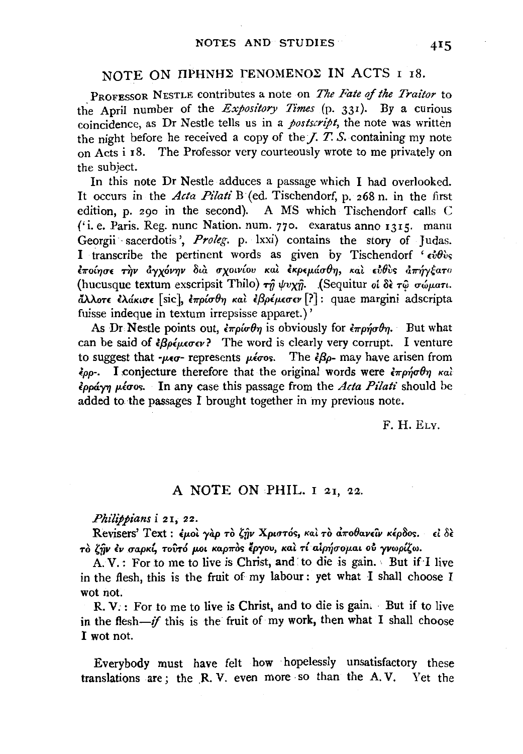## NOTE ON ΠΡΗΝΗΣ ΓΕΝΟΜΕΝΟΣ IN ACTS I 18.

PROFESSOR NESTLE contributes a note on *The Fate of the Traitor* to the April number of the *Expository Times* (p. 331). By a curious coincidence, as Dr Nestle tells us in a *postscript*, the note was written the night before he received a copy of the *J. T. S.* containing my note on Acts i 18. The Professor very courteously wrote to me privately on the subject.

In this note Dr Nestle adduces a passage which I had overlooked. It occurs in the *Acta Pilati* B (ed. Tischendorf, p. 268 n. in the first edition, p. 290 in the second). A MS which Tischendorf calls C ('i. e. Paris. Reg. nunc Nation. num. 770. exaratus anno 1315. manu Georgii sacerdotis', *Proleg.* p. lxxi) contains the story of Judas. I transcribe the pertinent words as given by Tischendorf 'εὐθὺς ἐποίησε τὴν ἀγχόνην διὰ σχοινίου καὶ ἐκρεμάσθη, καὶ εὐθὺς ἀπήγξατο (hucusque textum exscripsit Thilo) τῇ ψυχῇ. (Sequitur οἱ δὲ τῷ σώματι. ἄλλοτε ἐλάκισε [sic], ἐπρίσθη καὶ ἐβρέμεσεν [?]: quae margini adscripta fuisse indeque in textum irrepsisse apparet.)'

As Dr Nestle points out, ἐπρίσθη is obviously for ἐπρήσθη. But what can be said of ἐβρέμεσεν? The word is clearly very corrupt. I venture to suggest that -μεσ- represents μέσος. The ἐβρ- may have arisen from ἐρρ-. I conjecture therefore that the original words were ἐπρήσθη καὶ ἐρράγη μέσος. In any case this passage from the *Acta Pilati* should be added to the passages I brought together in my previous note.

F. H. ELY.

## A NOTE ON PHIL. I 21, 22.

*Philippians* i 21, 22.

Revisers' Text: ἐμοὶ γὰρ τὸ ζῆν Χριστός, καὶ τὸ ἀποθανεῖν κέρδος. εἰ δὲ τὸ ζῆν ἐν σαρκί, τοῦτό μοι καρπὸς ἔργου, καὶ τί αἱρήσομαι οὐ γνωρίζω.

A. V.: For to me to live is Christ, and to die is gain. But if I live in the flesh, this is the fruit of my labour: yet what I shall choose I wot not.

R. V.: For to me to live is Christ, and to die is gain. But if to live in the flesh—*if* this is the fruit of my work, then what I shall choose I wot not.

Everybody must have felt how hopelessly unsatisfactory these translations are; the R. V. even more so than the A. V. Yet the